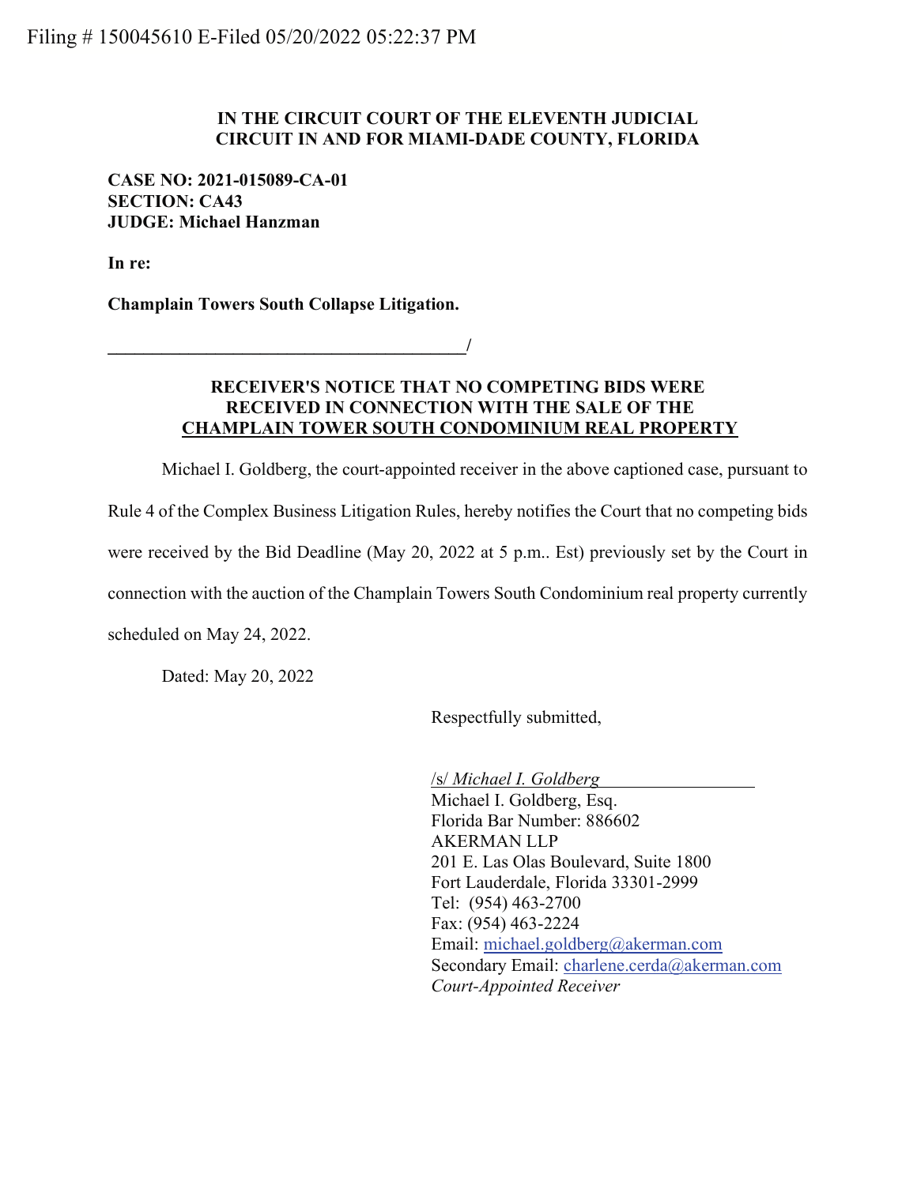Filing # 150045610 E-Filed 05/20/2022 05:22:37 PM

**IN THE CIRCUIT COURT OF THE ELEVENTH JUDICIAL CIRCUIT IN AND FOR MIAMI-DADE COUNTY, FLORIDA**

**CASE NO: 2021-015089-CA-01**
**SECTION: CA43**
**JUDGE: Michael Hanzman**

**In re:**

**Champlain Towers South Collapse Litigation.**

**_________________________________________/**

## RECEIVER'S NOTICE THAT NO COMPETING BIDS WERE RECEIVED IN CONNECTION WITH THE SALE OF THE CHAMPLAIN TOWER SOUTH CONDOMINIUM REAL PROPERTY

Michael I. Goldberg, the court-appointed receiver in the above captioned case, pursuant to Rule 4 of the Complex Business Litigation Rules, hereby notifies the Court that no competing bids were received by the Bid Deadline (May 20, 2022 at 5 p.m.. Est) previously set by the Court in connection with the auction of the Champlain Towers South Condominium real property currently scheduled on May 24, 2022.

Dated: May 20, 2022

Respectfully submitted,

/s/ *Michael I. Goldberg*
Michael I. Goldberg, Esq.
Florida Bar Number: 886602
AKERMAN LLP
201 E. Las Olas Boulevard, Suite 1800
Fort Lauderdale, Florida 33301-2999
Tel: (954) 463-2700
Fax: (954) 463-2224
Email: michael.goldberg@akerman.com
Secondary Email: charlene.cerda@akerman.com
*Court-Appointed Receiver*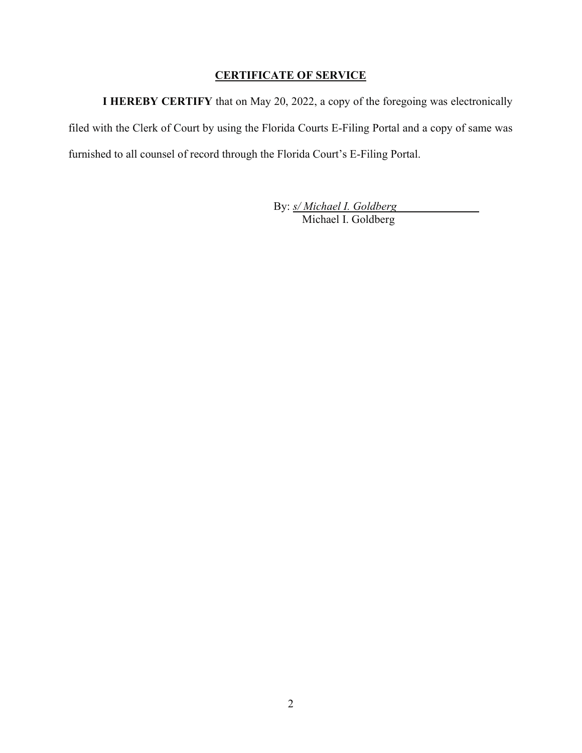## CERTIFICATE OF SERVICE

**I HEREBY CERTIFY** that on May 20, 2022, a copy of the foregoing was electronically filed with the Clerk of Court by using the Florida Courts E-Filing Portal and a copy of same was furnished to all counsel of record through the Florida Court's E-Filing Portal.

By: *s/ Michael I. Goldberg*
Michael I. Goldberg